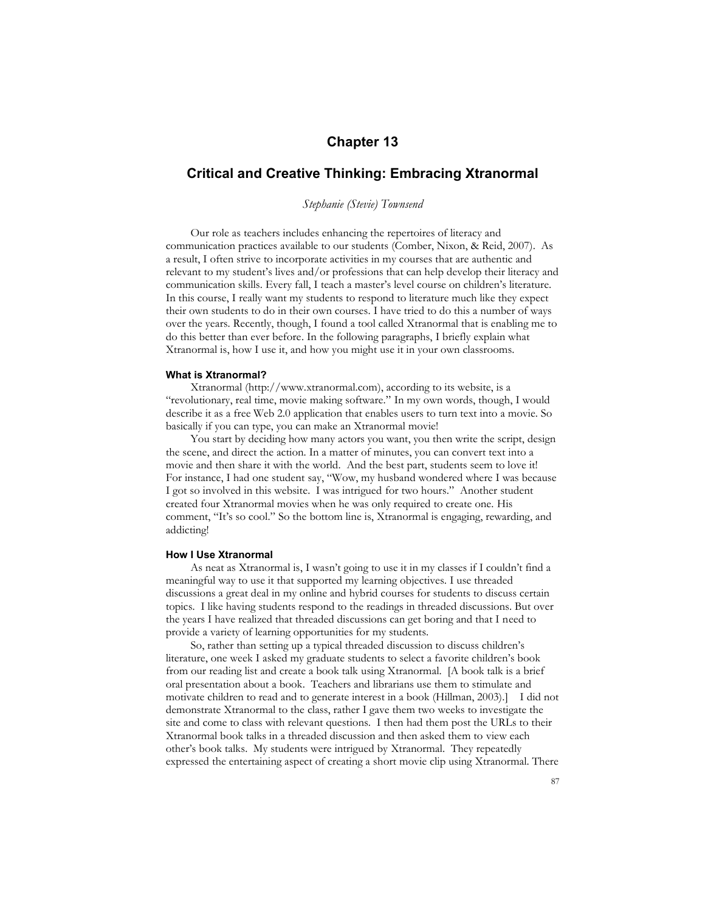# Chapter 13

## Critical and Creative Thinking: Embracing Xtranormal

*Stephanie (Stevie) Townsend*

Our role as teachers includes enhancing the repertoires of literacy and communication practices available to our students (Comber, Nixon, & Reid, 2007). As a result, I often strive to incorporate activities in my courses that are authentic and relevant to my student's lives and/or professions that can help develop their literacy and communication skills. Every fall, I teach a master's level course on children's literature. In this course, I really want my students to respond to literature much like they expect their own students to do in their own courses. I have tried to do this a number of ways over the years. Recently, though, I found a tool called Xtranormal that is enabling me to do this better than ever before. In the following paragraphs, I briefly explain what Xtranormal is, how I use it, and how you might use it in your own classrooms.

### What is Xtranormal?

Xtranormal (http://www.xtranormal.com), according to its website, is a "revolutionary, real time, movie making software." In my own words, though, I would describe it as a free Web 2.0 application that enables users to turn text into a movie. So basically if you can type, you can make an Xtranormal movie!

You start by deciding how many actors you want, you then write the script, design the scene, and direct the action. In a matter of minutes, you can convert text into a movie and then share it with the world. And the best part, students seem to love it! For instance, I had one student say, "Wow, my husband wondered where I was because I got so involved in this website. I was intrigued for two hours." Another student created four Xtranormal movies when he was only required to create one. His comment, "It's so cool." So the bottom line is, Xtranormal is engaging, rewarding, and addicting!

### How I Use Xtranormal

As neat as Xtranormal is, I wasn't going to use it in my classes if I couldn't find a meaningful way to use it that supported my learning objectives. I use threaded discussions a great deal in my online and hybrid courses for students to discuss certain topics. I like having students respond to the readings in threaded discussions. But over the years I have realized that threaded discussions can get boring and that I need to provide a variety of learning opportunities for my students.

So, rather than setting up a typical threaded discussion to discuss children's literature, one week I asked my graduate students to select a favorite children's book from our reading list and create a book talk using Xtranormal. [A book talk is a brief oral presentation about a book. Teachers and librarians use them to stimulate and motivate children to read and to generate interest in a book (Hillman, 2003).] I did not demonstrate Xtranormal to the class, rather I gave them two weeks to investigate the site and come to class with relevant questions. I then had them post the URLs to their Xtranormal book talks in a threaded discussion and then asked them to view each other's book talks. My students were intrigued by Xtranormal. They repeatedly expressed the entertaining aspect of creating a short movie clip using Xtranormal. There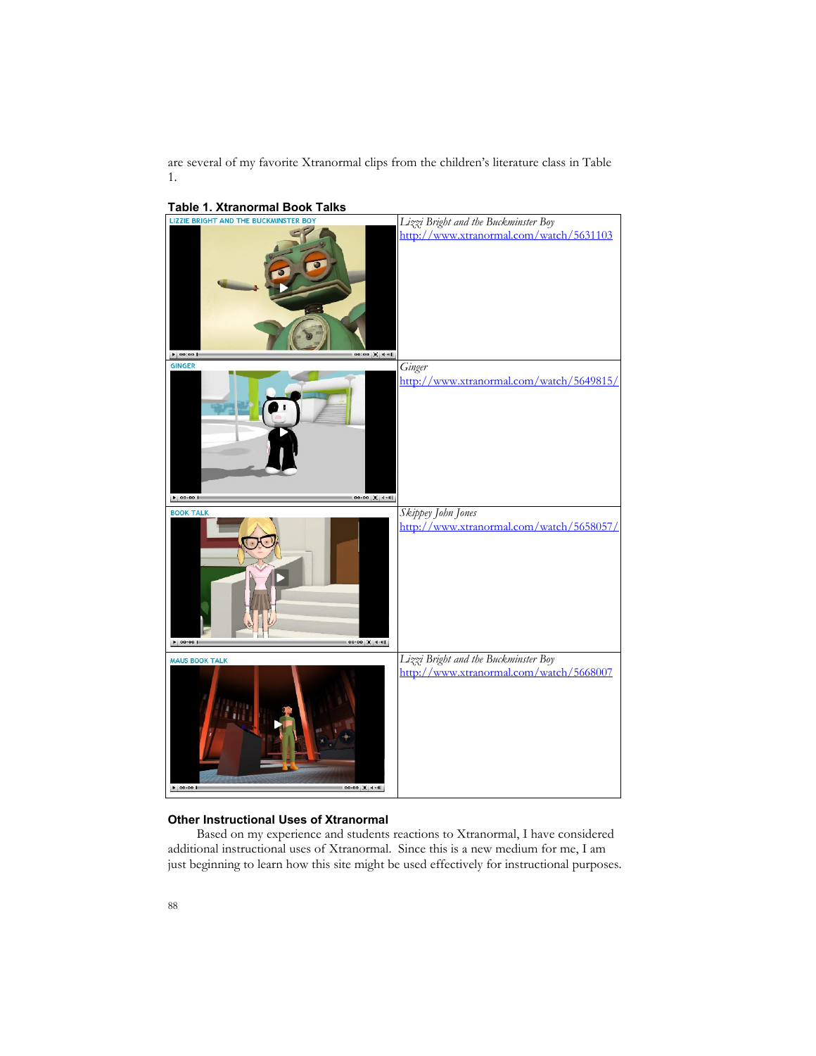are several of my favorite Xtranormal clips from the children's literature class in Table 1.

**Table 1. Xtranormal Book Talks**

| | |
|---|---|
| LIZZIE BRIGHT AND THE BUCKMINSTER BOY | *Lizzi Bright and the Buckminster Boy* http://www.xtranormal.com/watch/5631103 |
| GINGER | *Ginger* http://www.xtranormal.com/watch/5649815/ |
| BOOK TALK | *Skippey John Jones* http://www.xtranormal.com/watch/5658057/ |
| MAUS BOOK TALK | *Lizzi Bright and the Buckminster Boy* http://www.xtranormal.com/watch/5668007 |

### Other Instructional Uses of Xtranormal

Based on my experience and students reactions to Xtranormal, I have considered additional instructional uses of Xtranormal. Since this is a new medium for me, I am just beginning to learn how this site might be used effectively for instructional purposes.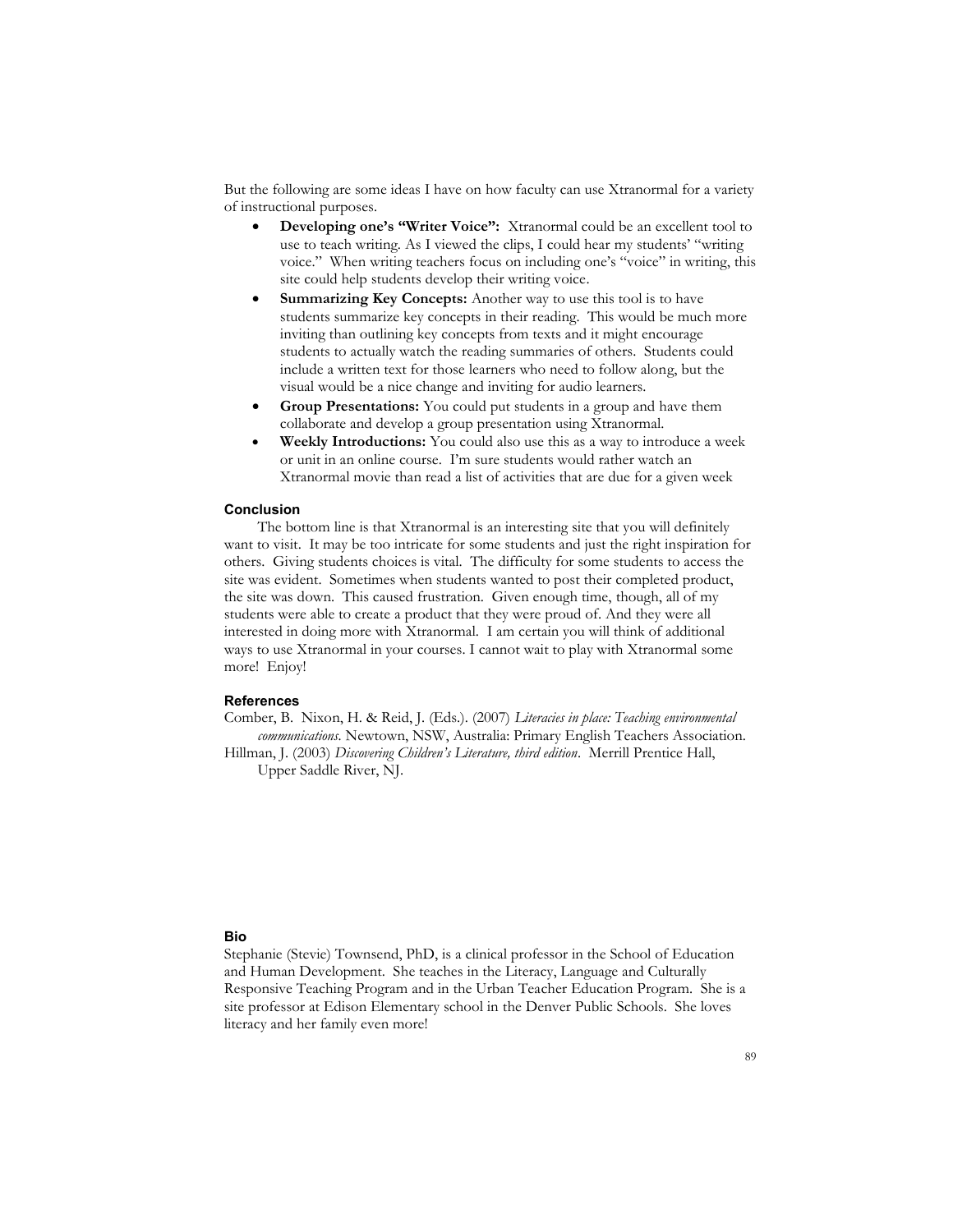But the following are some ideas I have on how faculty can use Xtranormal for a variety of instructional purposes.

- **Developing one's "Writer Voice":** Xtranormal could be an excellent tool to use to teach writing. As I viewed the clips, I could hear my students' "writing voice." When writing teachers focus on including one's "voice" in writing, this site could help students develop their writing voice.
- **Summarizing Key Concepts:** Another way to use this tool is to have students summarize key concepts in their reading. This would be much more inviting than outlining key concepts from texts and it might encourage students to actually watch the reading summaries of others. Students could include a written text for those learners who need to follow along, but the visual would be a nice change and inviting for audio learners.
- **Group Presentations:** You could put students in a group and have them collaborate and develop a group presentation using Xtranormal.
- **Weekly Introductions:** You could also use this as a way to introduce a week or unit in an online course. I'm sure students would rather watch an Xtranormal movie than read a list of activities that are due for a given week

### Conclusion

The bottom line is that Xtranormal is an interesting site that you will definitely want to visit. It may be too intricate for some students and just the right inspiration for others. Giving students choices is vital. The difficulty for some students to access the site was evident. Sometimes when students wanted to post their completed product, the site was down. This caused frustration. Given enough time, though, all of my students were able to create a product that they were proud of. And they were all interested in doing more with Xtranormal. I am certain you will think of additional ways to use Xtranormal in your courses. I cannot wait to play with Xtranormal some more! Enjoy!

### References

Comber, B. Nixon, H. & Reid, J. (Eds.). (2007) *Literacies in place: Teaching environmental communications*. Newtown, NSW, Australia: Primary English Teachers Association.

Hillman, J. (2003) *Discovering Children's Literature, third edition*. Merrill Prentice Hall, Upper Saddle River, NJ.

### Bio

Stephanie (Stevie) Townsend, PhD, is a clinical professor in the School of Education and Human Development. She teaches in the Literacy, Language and Culturally Responsive Teaching Program and in the Urban Teacher Education Program. She is a site professor at Edison Elementary school in the Denver Public Schools. She loves literacy and her family even more!